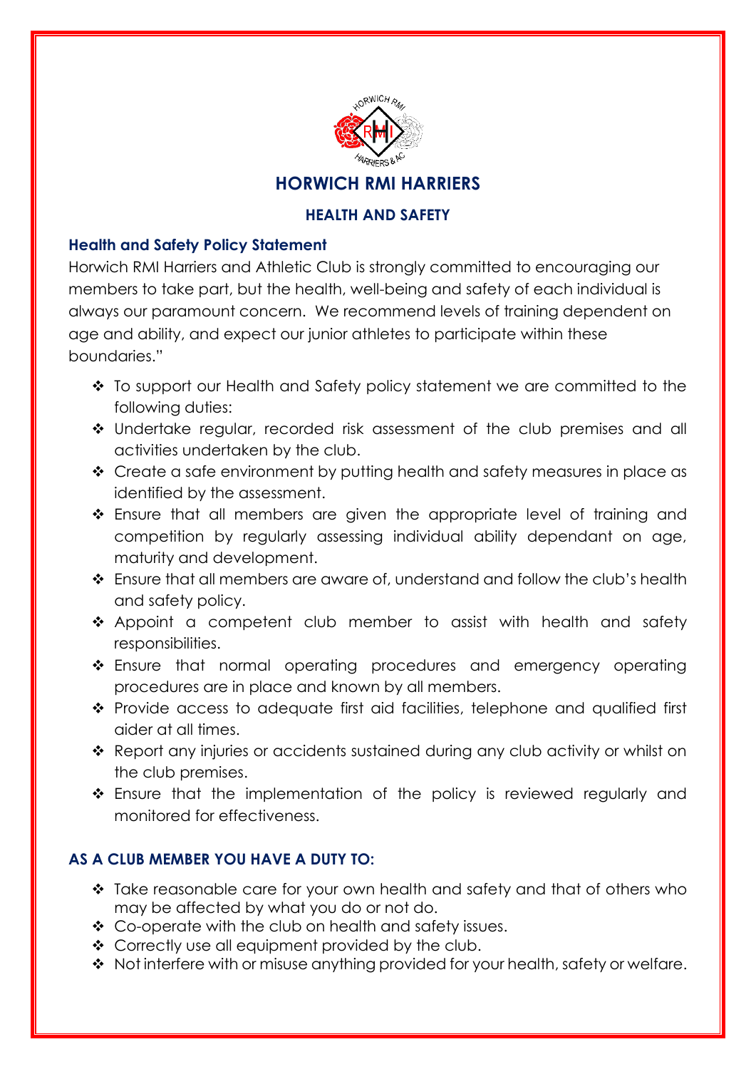# HORWICH RMI HARRIERS

## HEALTH AND SAFETY

### Health and Safety Policy Statement

Horwich RMI Harriers and Athletic Club is strongly committed to encouraging our members to take part, but the health, well-being and safety of each individual is always our paramount concern. We recommend levels of training dependent on age and ability, and expect our junior athletes to participate within these boundaries."

- To support our Health and Safety policy statement we are committed to the following duties:
- Undertake regular, recorded risk assessment of the club premises and all activities undertaken by the club.
- Create a safe environment by putting health and safety measures in place as identified by the assessment.
- Ensure that all members are given the appropriate level of training and competition by regularly assessing individual ability dependant on age, maturity and development.
- Ensure that all members are aware of, understand and follow the club's health and safety policy.
- Appoint a competent club member to assist with health and safety responsibilities.
- Ensure that normal operating procedures and emergency operating procedures are in place and known by all members.
- Provide access to adequate first aid facilities, telephone and qualified first aider at all times.
- Report any injuries or accidents sustained during any club activity or whilst on the club premises.
- Ensure that the implementation of the policy is reviewed regularly and monitored for effectiveness.

### AS A CLUB MEMBER YOU HAVE A DUTY TO:

- Take reasonable care for your own health and safety and that of others who may be affected by what you do or not do.
- Co-operate with the club on health and safety issues.
- Correctly use all equipment provided by the club.
- Not interfere with or misuse anything provided for your health, safety or welfare.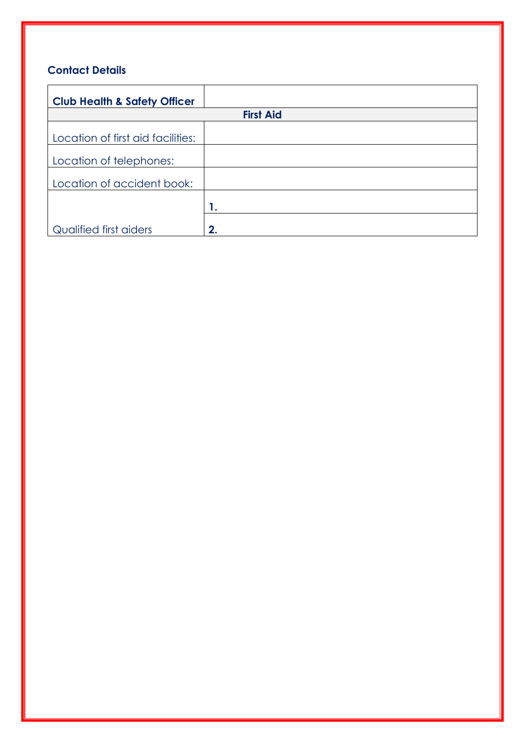**Contact Details**

| | |
|---|---|
| **Club Health & Safety Officer** | |
| **First Aid** | |
| Location of first aid facilities: | |
| Location of telephones: | |
| Location of accident book: | |
| Qualified first aiders | **1.** |
| | **2.** |